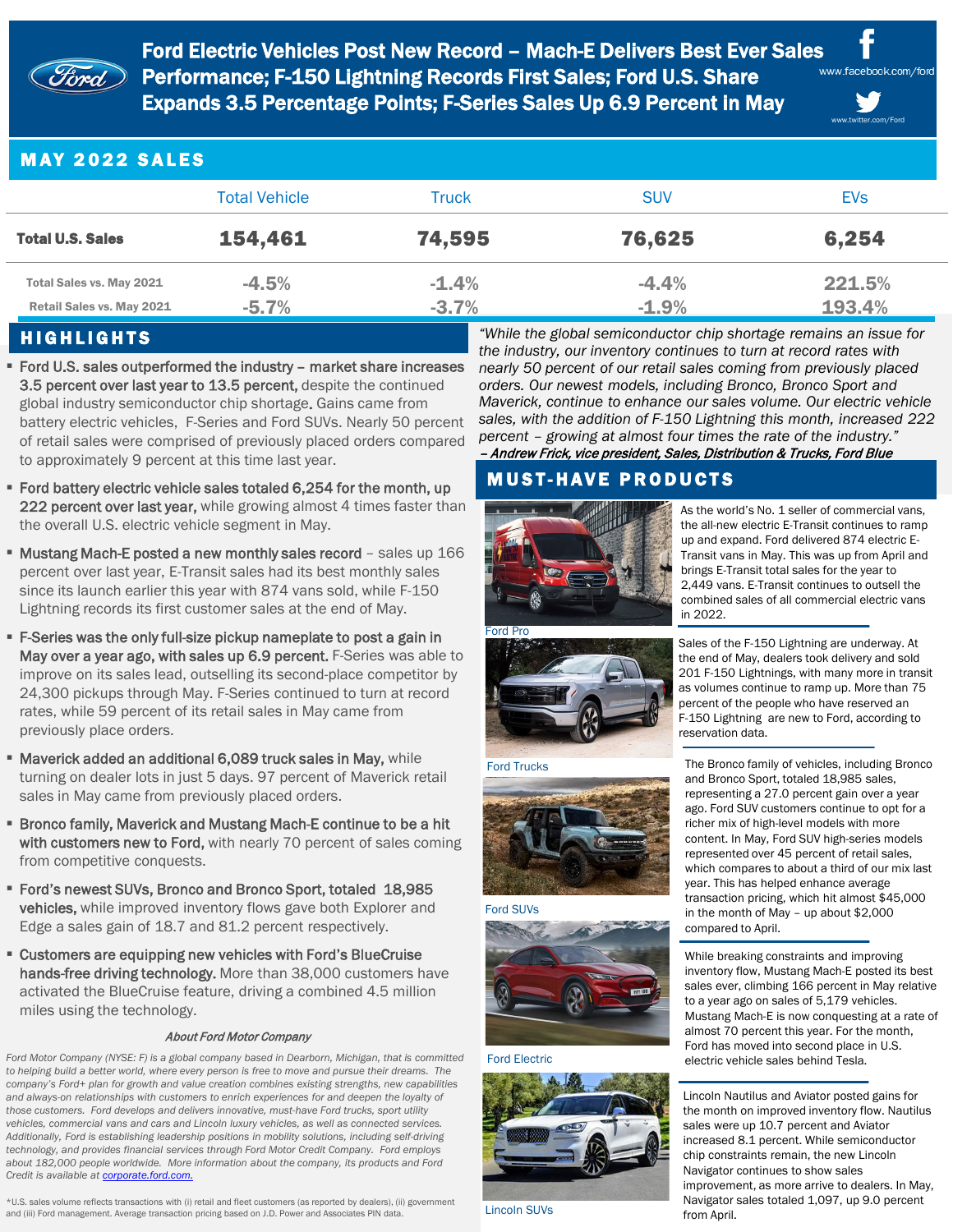# Ford Electric Vehicles Post New Record – Mach-E Delivers Best Ever Sales Performance; F-150 Lightning Records First Sales; Ford U.S. Share Expands 3.5 Percentage Points; F-Series Sales Up 6.9 Percent in May

www.facebook.com/ford

www.twitter.com/Ford

## MAY 2022 SALES

| | Total Vehicle | Truck | SUV | EVs |
|---|---|---|---|---|
| **Total U.S. Sales** | **154,461** | **74,595** | **76,625** | **6,254** |
| Total Sales vs. May 2021 | -4.5% | -1.4% | -4.4% | 221.5% |
| Retail Sales vs. May 2021 | -5.7% | -3.7% | -1.9% | 193.4% |

## HIGHLIGHTS

- **Ford U.S. sales outperformed the industry – market share increases 3.5 percent over last year to 13.5 percent,** despite the continued global industry semiconductor chip shortage. Gains came from battery electric vehicles, F-Series and Ford SUVs. Nearly 50 percent of retail sales were comprised of previously placed orders compared to approximately 9 percent at this time last year.
- **Ford battery electric vehicle sales totaled 6,254 for the month, up 222 percent over last year,** while growing almost 4 times faster than the overall U.S. electric vehicle segment in May.
- **Mustang Mach-E posted a new monthly sales record** – sales up 166 percent over last year, E-Transit sales had its best monthly sales since its launch earlier this year with 874 vans sold, while F-150 Lightning records its first customer sales at the end of May.
- **F-Series was the only full-size pickup nameplate to post a gain in May over a year ago, with sales up 6.9 percent.** F-Series was able to improve on its sales lead, outselling its second-place competitor by 24,300 pickups through May. F-Series continued to turn at record rates, while 59 percent of its retail sales in May came from previously place orders.
- **Maverick added an additional 6,089 truck sales in May,** while turning on dealer lots in just 5 days. 97 percent of Maverick retail sales in May came from previously placed orders.
- **Bronco family, Maverick and Mustang Mach-E continue to be a hit with customers new to Ford,** with nearly 70 percent of sales coming from competitive conquests.
- **Ford's newest SUVs, Bronco and Bronco Sport, totaled 18,985 vehicles,** while improved inventory flows gave both Explorer and Edge a sales gain of 18.7 and 81.2 percent respectively.
- **Customers are equipping new vehicles with Ford's BlueCruise hands-free driving technology.** More than 38,000 customers have activated the BlueCruise feature, driving a combined 4.5 million miles using the technology.

*"While the global semiconductor chip shortage remains an issue for the industry, our inventory continues to turn at record rates with nearly 50 percent of our retail sales coming from previously placed orders. Our newest models, including Bronco, Bronco Sport and Maverick, continue to enhance our sales volume. Our electric vehicle sales, with the addition of F-150 Lightning this month, increased 222 percent – growing at almost four times the rate of the industry."*
***– Andrew Frick, vice president, Sales, Distribution & Trucks, Ford Blue***

## MUST-HAVE PRODUCTS

Ford Pro

As the world's No. 1 seller of commercial vans, the all-new electric E-Transit continues to ramp up and expand. Ford delivered 874 electric E-Transit vans in May. This was up from April and brings E-Transit total sales for the year to 2,449 vans. E-Transit continues to outsell the combined sales of all commercial electric vans in 2022.

Ford Trucks

Sales of the F-150 Lightning are underway. At the end of May, dealers took delivery and sold 201 F-150 Lightnings, with many more in transit as volumes continue to ramp up. More than 75 percent of the people who have reserved an F-150 Lightning are new to Ford, according to reservation data.

Ford SUVs

The Bronco family of vehicles, including Bronco and Bronco Sport, totaled 18,985 sales, representing a 27.0 percent gain over a year ago. Ford SUV customers continue to opt for a richer mix of high-level models with more content. In May, Ford SUV high-series models represented over 45 percent of retail sales, which compares to about a third of our mix last year. This has helped enhance average transaction pricing, which hit almost $45,000 in the month of May – up about $2,000 compared to April.

Ford Electric

While breaking constraints and improving inventory flow, Mustang Mach-E posted its best sales ever, climbing 166 percent in May relative to a year ago on sales of 5,179 vehicles. Mustang Mach-E is now conquesting at a rate of almost 70 percent this year. For the month, Ford has moved into second place in U.S. electric vehicle sales behind Tesla.

Lincoln SUVs

Lincoln Nautilus and Aviator posted gains for the month on improved inventory flow. Nautilus sales were up 10.7 percent and Aviator increased 8.1 percent. While semiconductor chip constraints remain, the new Lincoln Navigator continues to show sales improvement, as more arrive to dealers. In May, Navigator sales totaled 1,097, up 9.0 percent from April.

### *About Ford Motor Company*

*Ford Motor Company (NYSE: F) is a global company based in Dearborn, Michigan, that is committed to helping build a better world, where every person is free to move and pursue their dreams. The company's Ford+ plan for growth and value creation combines existing strengths, new capabilities and always-on relationships with customers to enrich experiences for and deepen the loyalty of those customers. Ford develops and delivers innovative, must-have Ford trucks, sport utility vehicles, commercial vans and cars and Lincoln luxury vehicles, as well as connected services. Additionally, Ford is establishing leadership positions in mobility solutions, including self-driving technology, and provides financial services through Ford Motor Credit Company. Ford employs about 182,000 people worldwide. More information about the company, its products and Ford Credit is available at corporate.ford.com.*

*U.S. sales volume reflects transactions with (i) retail and fleet customers (as reported by dealers), (ii) government and (iii) Ford management. Average transaction pricing based on J.D. Power and Associates PIN data.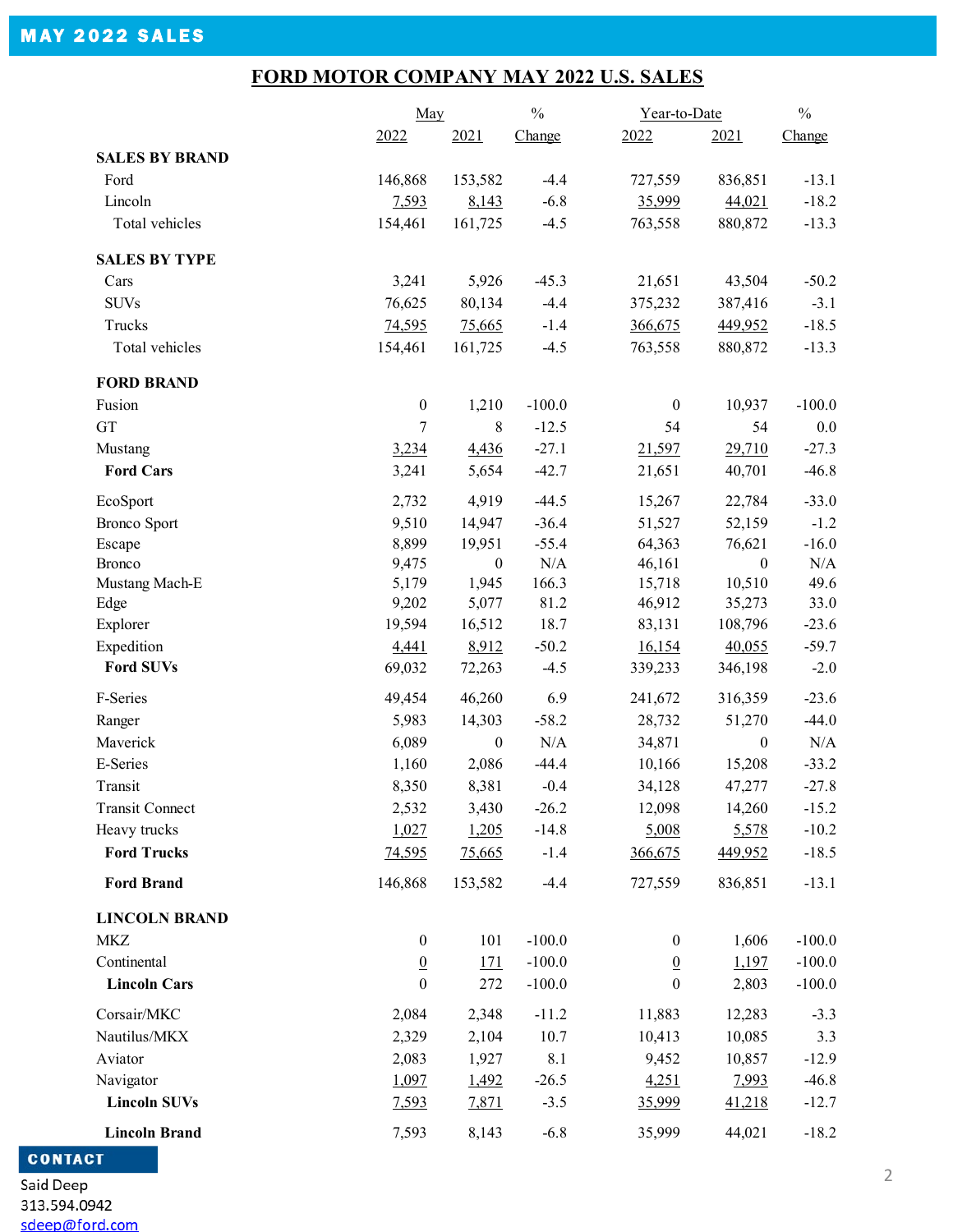# MAY 2022 SALES

## FORD MOTOR COMPANY MAY 2022 U.S. SALES

| | May 2022 | May 2021 | % Change | Year-to-Date 2022 | Year-to-Date 2021 | % Change |
|---|---|---|---|---|---|---|
| **SALES BY BRAND** | | | | | | |
| Ford | 146,868 | 153,582 | -4.4 | 727,559 | 836,851 | -13.1 |
| Lincoln | 7,593 | 8,143 | -6.8 | 35,999 | 44,021 | -18.2 |
| Total vehicles | 154,461 | 161,725 | -4.5 | 763,558 | 880,872 | -13.3 |
| **SALES BY TYPE** | | | | | | |
| Cars | 3,241 | 5,926 | -45.3 | 21,651 | 43,504 | -50.2 |
| SUVs | 76,625 | 80,134 | -4.4 | 375,232 | 387,416 | -3.1 |
| Trucks | 74,595 | 75,665 | -1.4 | 366,675 | 449,952 | -18.5 |
| Total vehicles | 154,461 | 161,725 | -4.5 | 763,558 | 880,872 | -13.3 |
| **FORD BRAND** | | | | | | |
| Fusion | 0 | 1,210 | -100.0 | 0 | 10,937 | -100.0 |
| GT | 7 | 8 | -12.5 | 54 | 54 | 0.0 |
| Mustang | 3,234 | 4,436 | -27.1 | 21,597 | 29,710 | -27.3 |
| **Ford Cars** | 3,241 | 5,654 | -42.7 | 21,651 | 40,701 | -46.8 |
| EcoSport | 2,732 | 4,919 | -44.5 | 15,267 | 22,784 | -33.0 |
| Bronco Sport | 9,510 | 14,947 | -36.4 | 51,527 | 52,159 | -1.2 |
| Escape | 8,899 | 19,951 | -55.4 | 64,363 | 76,621 | -16.0 |
| Bronco | 9,475 | 0 | N/A | 46,161 | 0 | N/A |
| Mustang Mach-E | 5,179 | 1,945 | 166.3 | 15,718 | 10,510 | 49.6 |
| Edge | 9,202 | 5,077 | 81.2 | 46,912 | 35,273 | 33.0 |
| Explorer | 19,594 | 16,512 | 18.7 | 83,131 | 108,796 | -23.6 |
| Expedition | 4,441 | 8,912 | -50.2 | 16,154 | 40,055 | -59.7 |
| **Ford SUVs** | 69,032 | 72,263 | -4.5 | 339,233 | 346,198 | -2.0 |
| F-Series | 49,454 | 46,260 | 6.9 | 241,672 | 316,359 | -23.6 |
| Ranger | 5,983 | 14,303 | -58.2 | 28,732 | 51,270 | -44.0 |
| Maverick | 6,089 | 0 | N/A | 34,871 | 0 | N/A |
| E-Series | 1,160 | 2,086 | -44.4 | 10,166 | 15,208 | -33.2 |
| Transit | 8,350 | 8,381 | -0.4 | 34,128 | 47,277 | -27.8 |
| Transit Connect | 2,532 | 3,430 | -26.2 | 12,098 | 14,260 | -15.2 |
| Heavy trucks | 1,027 | 1,205 | -14.8 | 5,008 | 5,578 | -10.2 |
| **Ford Trucks** | 74,595 | 75,665 | -1.4 | 366,675 | 449,952 | -18.5 |
| **Ford Brand** | 146,868 | 153,582 | -4.4 | 727,559 | 836,851 | -13.1 |
| **LINCOLN BRAND** | | | | | | |
| MKZ | 0 | 101 | -100.0 | 0 | 1,606 | -100.0 |
| Continental | 0 | 171 | -100.0 | 0 | 1,197 | -100.0 |
| **Lincoln Cars** | 0 | 272 | -100.0 | 0 | 2,803 | -100.0 |
| Corsair/MKC | 2,084 | 2,348 | -11.2 | 11,883 | 12,283 | -3.3 |
| Nautilus/MKX | 2,329 | 2,104 | 10.7 | 10,413 | 10,085 | 3.3 |
| Aviator | 2,083 | 1,927 | 8.1 | 9,452 | 10,857 | -12.9 |
| Navigator | 1,097 | 1,492 | -26.5 | 4,251 | 7,993 | -46.8 |
| **Lincoln SUVs** | 7,593 | 7,871 | -3.5 | 35,999 | 41,218 | -12.7 |
| **Lincoln Brand** | 7,593 | 8,143 | -6.8 | 35,999 | 44,021 | -18.2 |

**CONTACT**

Said Deep
313.594.0942
sdeep@ford.com